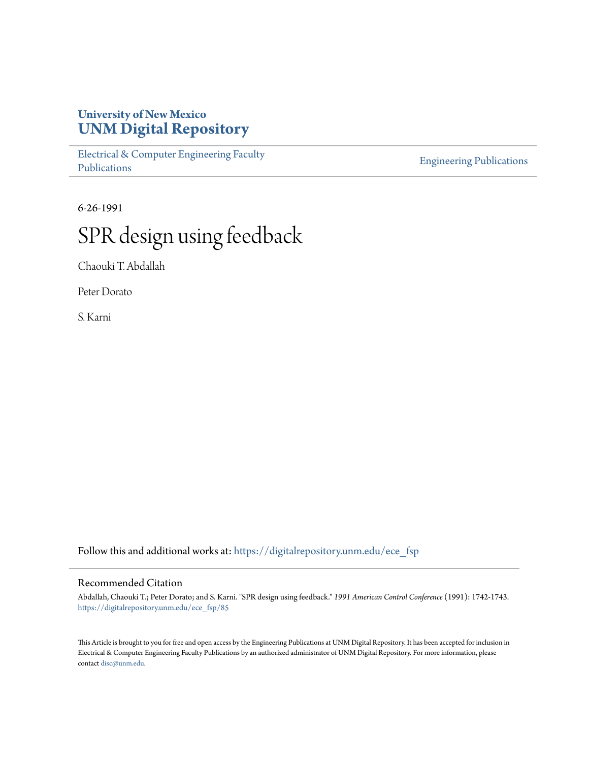University of New Mexico
**UNM Digital Repository**

Electrical & Computer Engineering Faculty Publications | Engineering Publications

6-26-1991

# SPR design using feedback

Chaouki T. Abdallah

Peter Dorato

S. Karni

Follow this and additional works at: https://digitalrepository.unm.edu/ece_fsp

## Recommended Citation

Abdallah, Chaouki T.; Peter Dorato; and S. Karni. "SPR design using feedback." *1991 American Control Conference* (1991): 1742-1743. https://digitalrepository.unm.edu/ece_fsp/85

This Article is brought to you for free and open access by the Engineering Publications at UNM Digital Repository. It has been accepted for inclusion in Electrical & Computer Engineering Faculty Publications by an authorized administrator of UNM Digital Repository. For more information, please contact disc@unm.edu.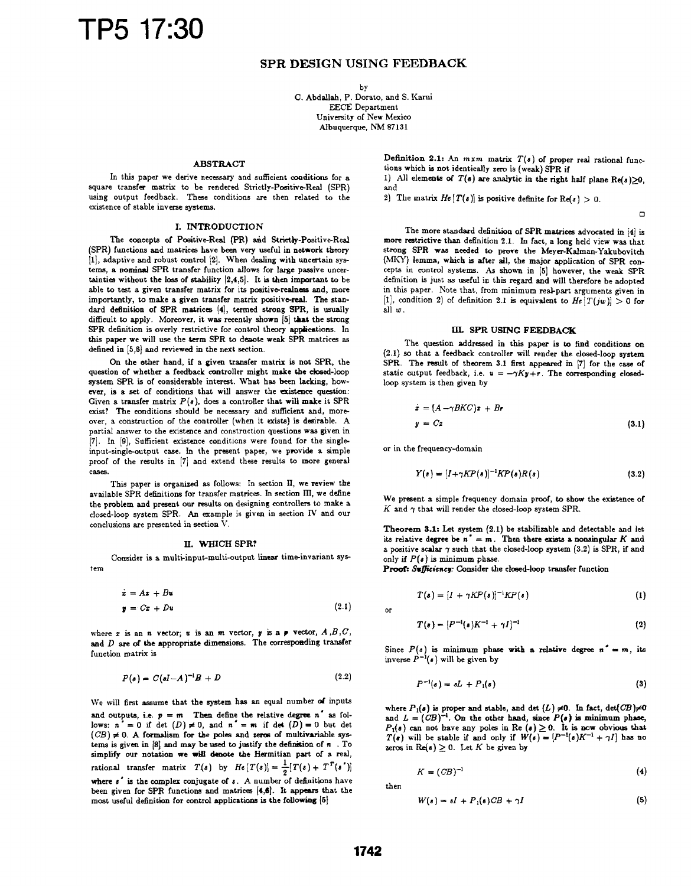# SPR DESIGN USING FEEDBACK

by

C. Abdallah, P. Dorato, and S. Karni
EECE Department
University of New Mexico
Albuquerque, NM 87131

## ABSTRACT

In this paper we derive necessary and sufficient conditions for a square transfer matrix to be rendered Strictly-Positive-Real (SPR) using output feedback. These conditions are then related to the existence of stable inverse systems.

## I. INTRODUCTION

The concepts of Positive-Real (PR) and Strictly-Positive-Real (SPR) functions and matrices have been very useful in network theory [1], adaptive and robust control [2]. When dealing with uncertain systems, a nominal SPR transfer function allows for large passive uncertainties without the loss of stability [2,4,5]. It is then important to be able to test a given transfer matrix for its positive-realness and, more importantly, to make a given transfer matrix positive-real. The standard definition of SPR matrices [4], termed strong SPR, is usually difficult to apply. Moreover, it was recently shown [5] that the strong SPR definition is overly restrictive for control theory applications. In this paper we will use the term SPR to denote weak SPR matrices as defined in [5,6] and reviewed in the next section.

On the other hand, if a given transfer matrix is not SPR, the question of whether a feedback controller might make the closed-loop system SPR is of considerable interest. What has been lacking, however, is a set of conditions that will answer the existence question: Given a transfer matrix $P(s)$, does a controller that will make it SPR exist? The conditions should be necessary and sufficient and, moreover, a construction of the controller (when it exists) is desirable. A partial answer to the existence and construction questions was given in [7]. In [9], Sufficient existence conditions were found for the single-input-single-output case. In the present paper, we provide a simple proof of the results in [7] and extend these results to more general cases.

This paper is organized as follows: In section II, we review the available SPR definitions for transfer matrices. In section III, we define the problem and present our results on designing controllers to make a closed-loop system SPR. An example is given in section IV and our conclusions are presented in section V.

## II. WHICH SPR?

Consider is a multi-input-multi-output linear time-invariant system

$$\dot{x} = Ax + Bu$$
$$y = Cx + Du \tag{2.1}$$

where $x$ is an $n$ vector; $u$ is an $m$ vector, $y$ is a $p$ vector, $A, B, C$, and $D$ are of the appropriate dimensions. The corresponding transfer function matrix is

$$P(s) = C(sI - A)^{-1}B + D \tag{2.2}$$

We will first assume that the system has an equal number of inputs and outputs, i.e. $p = m$ Then define the relative degree $n^*$ as follows: $n^* = 0$ if det $(D) \neq 0$, and $n^* = m$ if det $(D) = 0$ but det $(CB) \neq 0$. A formalism for the poles and zeros of multivariable systems is given in [8] and may be used to justify the definition of $n$ . To simplify our notation we will denote the Hermitian part of a real, rational transfer matrix $T(s)$ by $He[T(s)] = \frac{1}{2}[T(s) + T^T(s^*)]$ where $s^*$ is the complex conjugate of $s$. A number of definitions have been given for SPR functions and matrices [4,6]. It appears that the most useful definition for control applications is the following [5]

**Definition 2.1:** An $m \times m$ matrix $T(s)$ of proper real rational functions which is not identically zero is (weak) SPR if

1) All elements of $T(s)$ are analytic in the right half plane $\mathrm{Re}(s) \geq 0$, and

2) The matrix $He[T(s)]$ is positive definite for $\mathrm{Re}(s) > 0$.

□

The more standard definition of SPR matrices advocated in [4] is more restrictive than definition 2.1. In fact, a long held view was that strong SPR was needed to prove the Meyer-Kalman-Yakubovitch (MKY) lemma, which is after all, the major application of SPR concepts in control systems. As shown in [5] however, the weak SPR definition is just as useful in this regard and will therefore be adopted in this paper. Note that, from minimum real-part arguments given in [1], condition 2) of definition 2.1 is equivalent to $He[T(jw)] > 0$ for all $w$.

## III. SPR USING FEEDBACK

The question addressed in this paper is to find conditions on (2.1) so that a feedback controller will render the closed-loop system SPR. The result of theorem 3.1 first appeared in [7] for the case of static output feedback, i.e. $u = -\gamma Ky + r$. The corresponding closed-loop system is then given by

$$\dot{x} = (A - \gamma BKC)x + Br$$
$$y = Cx \tag{3.1}$$

or in the frequency-domain

$$Y(s) = [I + \gamma KP(s)]^{-1}KP(s)R(s) \tag{3.2}$$

We present a simple frequency domain proof, to show the existence of $K$ and $\gamma$ that will render the closed-loop system SPR.

**Theorem 3.1:** Let system (2.1) be stabilizable and detectable and let its relative degree be $n^* = m$. Then there exists a nonsingular $K$ and a positive scalar $\gamma$ such that the closed-loop system (3.2) is SPR, if and only if $P(s)$ is minimum phase.

**Proof:** ***Sufficiency:*** Consider the closed-loop transfer function

$$T(s) = [I + \gamma KP(s)]^{-1}KP(s) \tag{1}$$

or

$$T(s) = [P^{-1}(s)K^{-1} + \gamma I]^{-1} \tag{2}$$

Since $P(s)$ is minimum phase with a relative degree $n^* = m$, its inverse $P^{-1}(s)$ will be given by

$$P^{-1}(s) = sL + P_1(s) \tag{3}$$

where $P_1(s)$ is proper and stable, and det $(L) \neq 0$. In fact, $\det(CB) \neq 0$ and $L = (CB)^{-1}$. On the other hand, since $P(s)$ is minimum phase, $P_1(s)$ can not have any poles in Re $(s) \geq 0$. It is now obvious that $T(s)$ will be stable if and only if $W(s) = [P^{-1}(s)K^{-1} + \gamma I]$ has no zeros in $\mathrm{Re}(s) \geq 0$. Let $K$ be given by

$$K = (CB)^{-1} \tag{4}$$

then

$$W(s) = sI + P_1(s)CB + \gamma I \tag{5}$$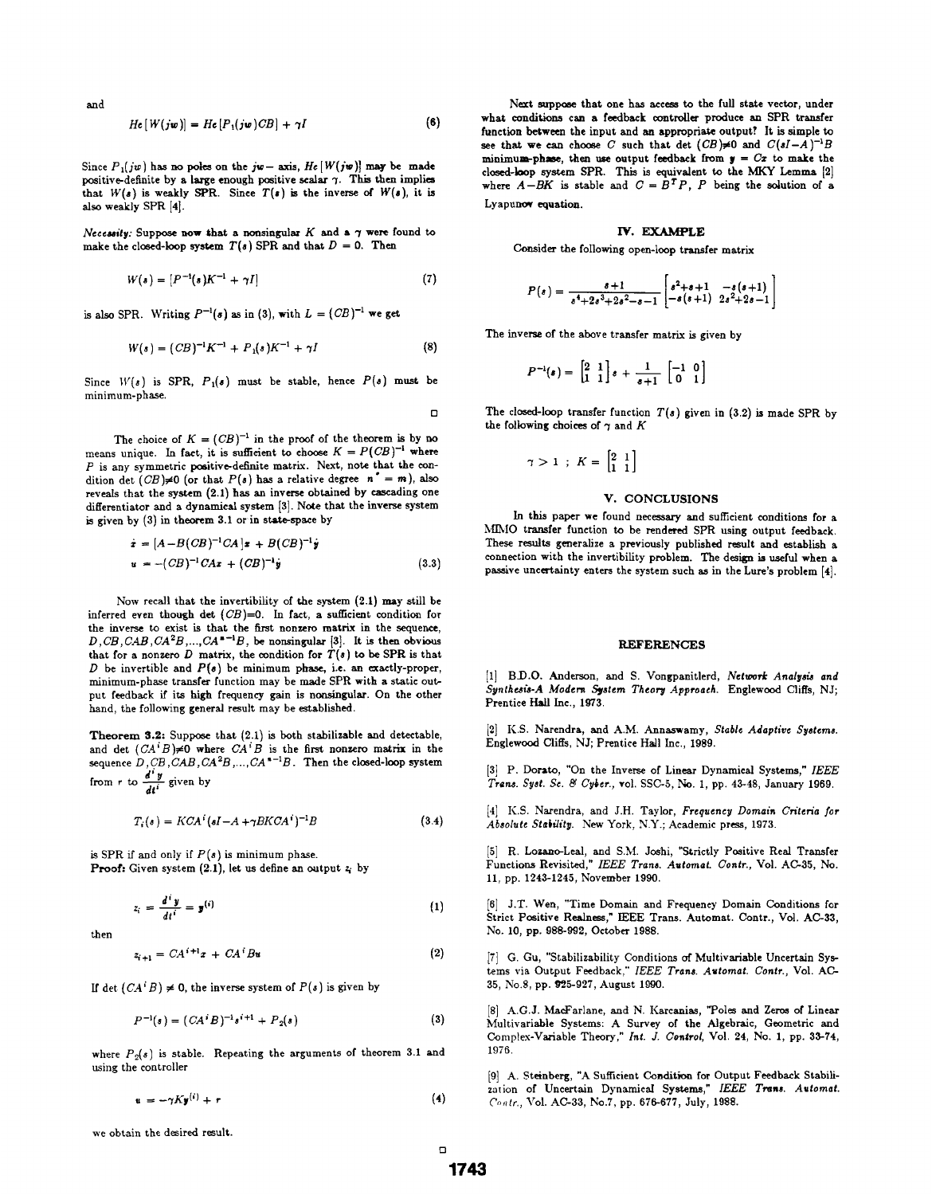and

$$He[W(j\omega)] = He[P_1(j\omega)CB] + \gamma I \tag{6}$$

Since $P_1(j\omega)$ has no poles on the $j\omega-$ axis, $He[W(j\omega)]$ may be made positive-definite by a large enough positive scalar $\gamma$. This then implies that $W(s)$ is weakly SPR. Since $T(s)$ is the inverse of $W(s)$, it is also weakly SPR [4].

*Necessity:* Suppose now that a nonsingular $K$ and a $\gamma$ were found to make the closed-loop system $T(s)$ SPR and that $D = 0$. Then

$$W(s) = [P^{-1}(s)K^{-1} + \gamma I] \tag{7}$$

is also SPR. Writing $P^{-1}(s)$ as in (3), with $L = (CB)^{-1}$ we get

$$W(s) = (CB)^{-1}K^{-1} + P_1(s)K^{-1} + \gamma I \tag{8}$$

Since $W(s)$ is SPR, $P_1(s)$ must be stable, hence $P(s)$ must be minimum-phase.

□

The choice of $K = (CB)^{-1}$ in the proof of the theorem is by no means unique. In fact, it is sufficient to choose $K = P(CB)^{-1}$ where $P$ is any symmetric positive-definite matrix. Next, note that the condition det $(CB)\neq 0$ (or that $P(s)$ has a relative degree $n^* = m$), also reveals that the system (2.1) has an inverse obtained by cascading one differentiator and a dynamical system [3]. Note that the inverse system is given by (3) in theorem 3.1 or in state-space by

$$\begin{aligned} \dot{x} &= [A - B(CB)^{-1}CA]x + B(CB)^{-1}\dot{y} \\ u &= -(CB)^{-1}CAx + (CB)^{-1}\dot{y} \end{aligned} \tag{3.3}$$

Now recall that the invertibility of the system (2.1) may still be inferred even though det $(CB)=0$. In fact, a sufficient condition for the inverse to exist is that the first nonzero matrix in the sequence, $D, CB, CAB, CA^2B, ..., CA^{n-1}B$, be nonsingular [3]. It is then obvious that for a nonzero $D$ matrix, the condition for $T(s)$ to be SPR is that $D$ be invertible and $P(s)$ be minimum phase, i.e. an exactly-proper, minimum-phase transfer function may be made SPR with a static output feedback if its high frequency gain is nonsingular. On the other hand, the following general result may be established.

**Theorem 3.2:** Suppose that (2.1) is both stabilizable and detectable, and det $(CA^iB)\neq 0$ where $CA^iB$ is the first nonzero matrix in the sequence $D, CB, CAB, CA^2B, ..., CA^{n-1}B$. Then the closed-loop system from $r$ to $\frac{d^iy}{dt^i}$ given by

$$T_i(s) = KCA^i(sI - A + \gamma BKCA^i)^{-1}B \tag{3.4}$$

is SPR if and only if $P(s)$ is minimum phase.

**Proof:** Given system (2.1), let us define an output $z_i$ by

$$z_i = \frac{d^iy}{dt^i} = y^{(i)} \tag{1}$$

then

$$z_{i+1} = CA^{i+1}x + CA^iBu \tag{2}$$

If det $(CA^iB) \neq 0$, the inverse system of $P(s)$ is given by

$$P^{-1}(s) = (CA^iB)^{-1}s^{i+1} + P_2(s) \tag{3}$$

where $P_2(s)$ is stable. Repeating the arguments of theorem 3.1 and using the controller

$$u = -\gamma Ky^{(i)} + r \tag{4}$$

we obtain the desired result.

□

Next suppose that one has access to the full state vector, under what conditions can a feedback controller produce an SPR transfer function between the input and an appropriate output? It is simple to see that we can choose $C$ such that det $(CB)\neq 0$ and $C(sI-A)^{-1}B$ minimum-phase, then use output feedback from $y = Cx$ to make the closed-loop system SPR. This is equivalent to the MKY Lemma [2] where $A-BK$ is stable and $C = B^TP$, $P$ being the solution of a Lyapunov equation.

## IV. EXAMPLE

Consider the following open-loop transfer matrix

$$P(s) = \frac{s+1}{s^4+2s^3+2s^2-s-1}\begin{bmatrix} s^2+s+1 & -s(s+1) \\ -s(s+1) & 2s^2+2s-1 \end{bmatrix}$$

The inverse of the above transfer matrix is given by

$$P^{-1}(s) = \begin{bmatrix} 2 & 1 \\ 1 & 1 \end{bmatrix}s + \frac{1}{s+1}\begin{bmatrix} -1 & 0 \\ 0 & 1 \end{bmatrix}$$

The closed-loop transfer function $T(s)$ given in (3.2) is made SPR by the following choices of $\gamma$ and $K$

$$\gamma > 1 \ ; \ K = \begin{bmatrix} 2 & 1 \\ 1 & 1 \end{bmatrix}$$

## V. CONCLUSIONS

In this paper we found necessary and sufficient conditions for a MIMO transfer function to be rendered SPR using output feedback. These results generalize a previously published result and establish a connection with the invertibility problem. The design is useful when a passive uncertainty enters the system such as in the Lure's problem [4].

## REFERENCES

[1] B.D.O. Anderson, and S. Vongpanitlerd, *Network Analysis and Synthesis-A Modern System Theory Approach*. Englewood Cliffs, NJ; Prentice Hall Inc., 1973.

[2] K.S. Narendra, and A.M. Annaswamy, *Stable Adaptive Systems*. Englewood Cliffs, NJ; Prentice Hall Inc., 1989.

[3] P. Dorato, "On the Inverse of Linear Dynamical Systems," *IEEE Trans. Syst. Sc. & Cyber.*, vol. SSC-5, No. 1, pp. 43-48, January 1969.

[4] K.S. Narendra, and J.H. Taylor, *Frequency Domain Criteria for Absolute Stability*. New York, N.Y.; Academic press, 1973.

[5] R. Lozano-Leal, and S.M. Joshi, "Strictly Positive Real Transfer Functions Revisited," *IEEE Trans. Automat. Contr.*, Vol. AC-35, No. 11, pp. 1243-1245, November 1990.

[6] J.T. Wen, "Time Domain and Frequency Domain Conditions for Strict Positive Realness," IEEE Trans. Automat. Contr., Vol. AC-33, No. 10, pp. 988-992, October 1988.

[7] G. Gu, "Stabilizability Conditions of Multivariable Uncertain Systems via Output Feedback," *IEEE Trans. Automat. Contr.*, Vol. AC-35, No.8, pp. 925-927, August 1990.

[8] A.G.J. MacFarlane, and N. Karcanias, "Poles and Zeros of Linear Multivariable Systems: A Survey of the Algebraic, Geometric and Complex-Variable Theory," *Int. J. Control*, Vol. 24, No. 1, pp. 33-74, 1976.

[9] A. Steinberg, "A Sufficient Condition for Output Feedback Stabilization of Uncertain Dynamical Systems," *IEEE Trans. Automat. Contr.*, Vol. AC-33, No.7, pp. 676-677, July, 1988.